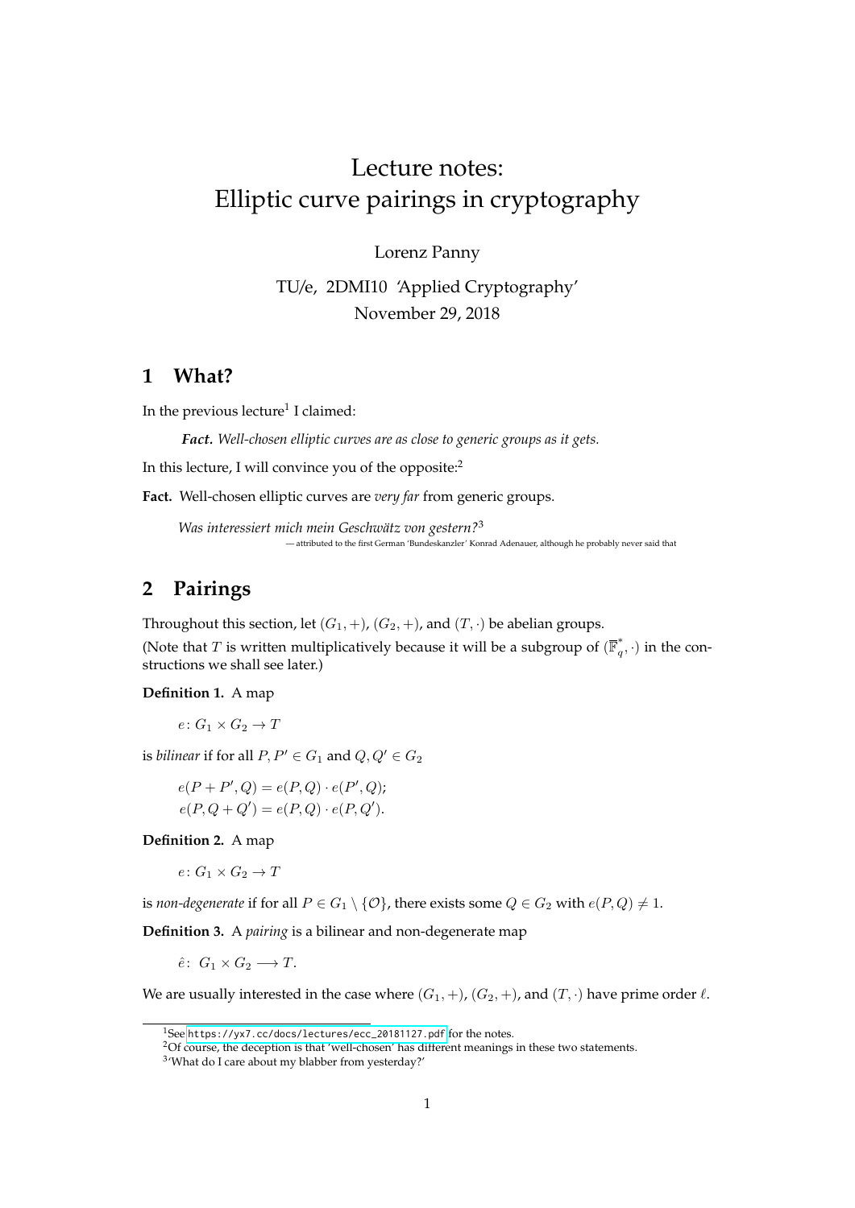# Lecture notes: Elliptic curve pairings in cryptography

Lorenz Panny

TU/e, 2DMI10 'Applied Cryptography'
November 29, 2018

## 1 What?

In the previous lecture[1] I claimed:

> ***Fact.*** *Well-chosen elliptic curves are as close to generic groups as it gets.*

In this lecture, I will convince you of the opposite:[2]

**Fact.** Well-chosen elliptic curves are *very far* from generic groups.

> *Was interessiert mich mein Geschwätz von gestern?*[3]
>
> — attributed to the first German 'Bundeskanzler' Konrad Adenauer, although he probably never said that

## 2 Pairings

Throughout this section, let $(G_1, +)$, $(G_2, +)$, and $(T, \cdot)$ be abelian groups.
(Note that $T$ is written multiplicatively because it will be a subgroup of $(\overline{\mathbb{F}}_q^*, \cdot)$ in the constructions we shall see later.)

**Definition 1.** A map

$$e\colon G_1 \times G_2 \to T$$

is *bilinear* if for all $P, P' \in G_1$ and $Q, Q' \in G_2$

$$e(P + P', Q) = e(P, Q) \cdot e(P', Q);$$
$$e(P, Q + Q') = e(P, Q) \cdot e(P, Q').$$

**Definition 2.** A map

$$e\colon G_1 \times G_2 \to T$$

is *non-degenerate* if for all $P \in G_1 \setminus \{\mathcal{O}\}$, there exists some $Q \in G_2$ with $e(P, Q) \neq 1$.

**Definition 3.** A *pairing* is a bilinear and non-degenerate map

$$\hat{e}\colon\ G_1 \times G_2 \longrightarrow T.$$

We are usually interested in the case where $(G_1, +)$, $(G_2, +)$, and $(T, \cdot)$ have prime order $\ell$.

---

[1] See https://yx7.cc/docs/lectures/ecc_20181127.pdf for the notes.

[2] Of course, the deception is that 'well-chosen' has different meanings in these two statements.

[3] 'What do I care about my blabber from yesterday?'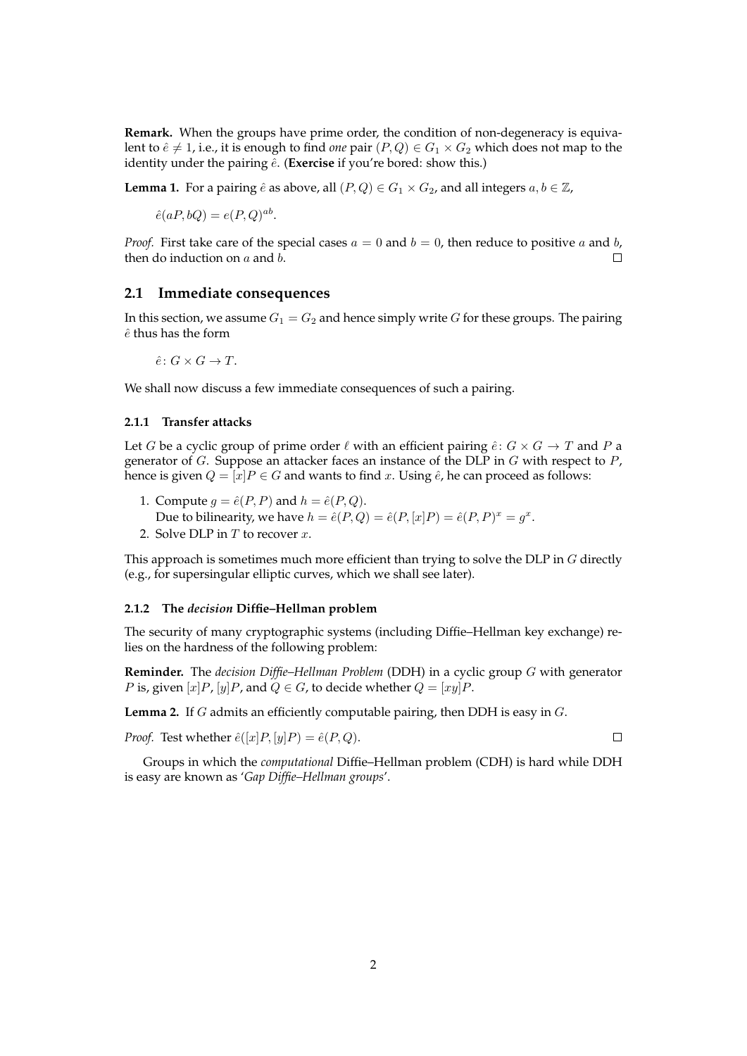**Remark.** When the groups have prime order, the condition of non-degeneracy is equivalent to $\hat{e} \neq 1$, i.e., it is enough to find *one* pair $(P, Q) \in G_1 \times G_2$ which does not map to the identity under the pairing $\hat{e}$. (**Exercise** if you're bored: show this.)

**Lemma 1.** For a pairing $\hat{e}$ as above, all $(P, Q) \in G_1 \times G_2$, and all integers $a, b \in \mathbb{Z}$,

$$\hat{e}(aP, bQ) = e(P, Q)^{ab}.$$

*Proof.* First take care of the special cases $a = 0$ and $b = 0$, then reduce to positive $a$ and $b$, then do induction on $a$ and $b$. □

## 2.1 Immediate consequences

In this section, we assume $G_1 = G_2$ and hence simply write $G$ for these groups. The pairing $\hat{e}$ thus has the form

$$\hat{e} \colon G \times G \to T.$$

We shall now discuss a few immediate consequences of such a pairing.

### 2.1.1 Transfer attacks

Let $G$ be a cyclic group of prime order $\ell$ with an efficient pairing $\hat{e} \colon G \times G \to T$ and $P$ a generator of $G$. Suppose an attacker faces an instance of the DLP in $G$ with respect to $P$, hence is given $Q = [x]P \in G$ and wants to find $x$. Using $\hat{e}$, he can proceed as follows:

1. Compute $g = \hat{e}(P, P)$ and $h = \hat{e}(P, Q)$.
   Due to bilinearity, we have $h = \hat{e}(P, Q) = \hat{e}(P, [x]P) = \hat{e}(P, P)^x = g^x$.
2. Solve DLP in $T$ to recover $x$.

This approach is sometimes much more efficient than trying to solve the DLP in $G$ directly (e.g., for supersingular elliptic curves, which we shall see later).

### 2.1.2 The *decision* Diffie–Hellman problem

The security of many cryptographic systems (including Diffie–Hellman key exchange) relies on the hardness of the following problem:

**Reminder.** The *decision Diffie–Hellman Problem* (DDH) in a cyclic group $G$ with generator $P$ is, given $[x]P$, $[y]P$, and $Q \in G$, to decide whether $Q = [xy]P$.

**Lemma 2.** If $G$ admits an efficiently computable pairing, then DDH is easy in $G$.

*Proof.* Test whether $\hat{e}([x]P, [y]P) = \hat{e}(P, Q)$. □

Groups in which the *computational* Diffie–Hellman problem (CDH) is hard while DDH is easy are known as '*Gap Diffie–Hellman groups*'.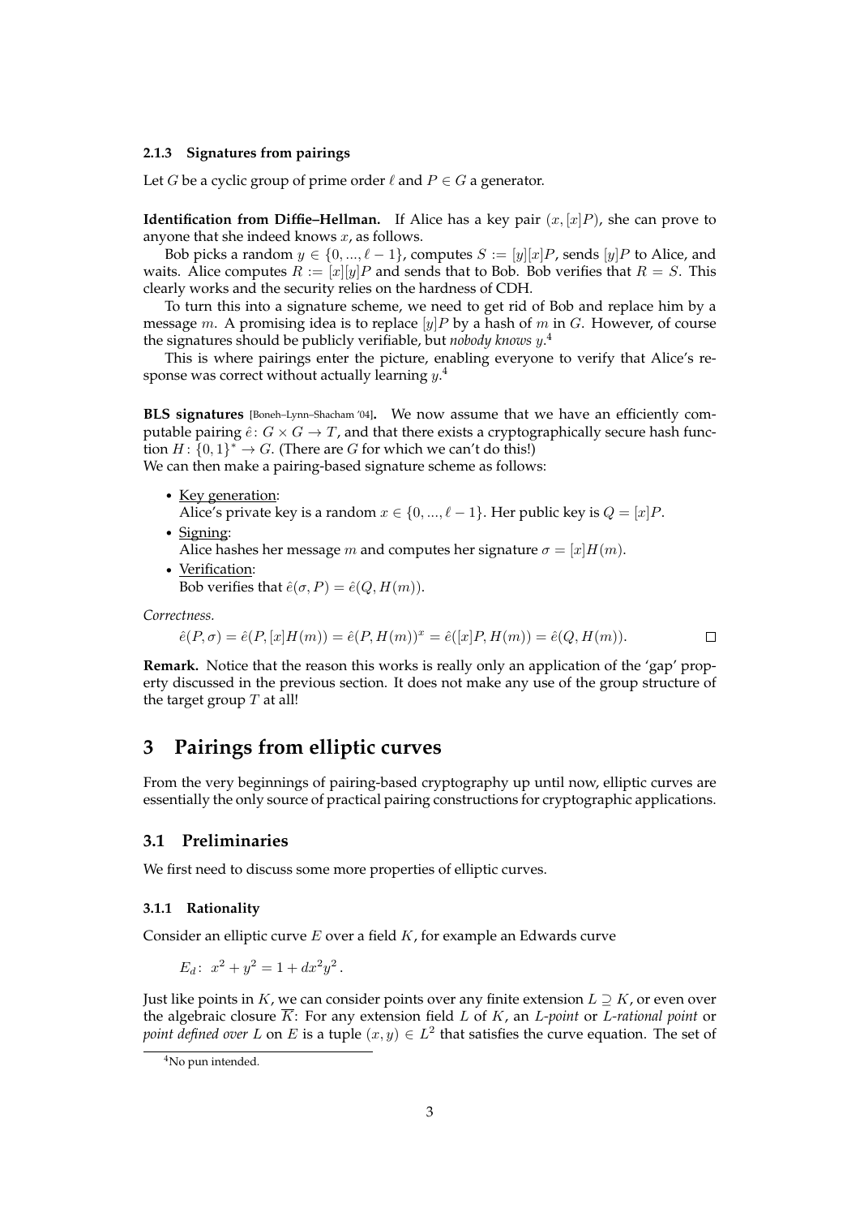#### 2.1.3 Signatures from pairings

Let $G$ be a cyclic group of prime order $\ell$ and $P \in G$ a generator.

**Identification from Diffie–Hellman.** If Alice has a key pair $(x, [x]P)$, she can prove to anyone that she indeed knows $x$, as follows.

Bob picks a random $y \in \{0, ..., \ell - 1\}$, computes $S := [y][x]P$, sends $[y]P$ to Alice, and waits. Alice computes $R := [x][y]P$ and sends that to Bob. Bob verifies that $R = S$. This clearly works and the security relies on the hardness of CDH.

To turn this into a signature scheme, we need to get rid of Bob and replace him by a message $m$. A promising idea is to replace $[y]P$ by a hash of $m$ in $G$. However, of course the signatures should be publicly verifiable, but *nobody knows* $y$.[4]

This is where pairings enter the picture, enabling everyone to verify that Alice's response was correct without actually learning $y$.[4]

**BLS signatures** [Boneh–Lynn–Shacham '04]**.** We now assume that we have an efficiently computable pairing $\hat{e}\colon G \times G \to T$, and that there exists a cryptographically secure hash function $H\colon \{0,1\}^* \to G$. (There are $G$ for which we can't do this!)
We can then make a pairing-based signature scheme as follows:

- Key generation:
  Alice's private key is a random $x \in \{0, ..., \ell - 1\}$. Her public key is $Q = [x]P$.
- Signing:
  Alice hashes her message $m$ and computes her signature $\sigma = [x]H(m)$.
- Verification:
  Bob verifies that $\hat{e}(\sigma, P) = \hat{e}(Q, H(m))$.

*Correctness.*

$$\hat{e}(P, \sigma) = \hat{e}(P, [x]H(m)) = \hat{e}(P, H(m))^x = \hat{e}([x]P, H(m)) = \hat{e}(Q, H(m)).$$

□

**Remark.** Notice that the reason this works is really only an application of the 'gap' property discussed in the previous section. It does not make any use of the group structure of the target group $T$ at all!

# 3 Pairings from elliptic curves

From the very beginnings of pairing-based cryptography up until now, elliptic curves are essentially the only source of practical pairing constructions for cryptographic applications.

## 3.1 Preliminaries

We first need to discuss some more properties of elliptic curves.

#### 3.1.1 Rationality

Consider an elliptic curve $E$ over a field $K$, for example an Edwards curve

$$E_d\colon\ x^2 + y^2 = 1 + dx^2y^2\,.$$

Just like points in $K$, we can consider points over any finite extension $L \supseteq K$, or even over the algebraic closure $\overline{K}$: For any extension field $L$ of $K$, an *L-point* or *L-rational point* or *point defined over* $L$ on $E$ is a tuple $(x, y) \in L^2$ that satisfies the curve equation. The set of

[4] No pun intended.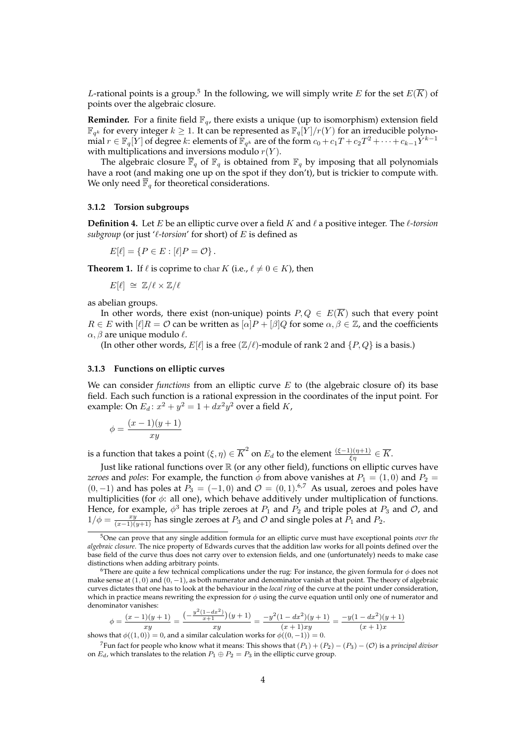$L$-rational points is a group.[5] In the following, we will simply write $E$ for the set $E(\overline{K})$ of points over the algebraic closure.

**Reminder.** For a finite field $\mathbb{F}_q$, there exists a unique (up to isomorphism) extension field $\mathbb{F}_{q^k}$ for every integer $k \geq 1$. It can be represented as $\mathbb{F}_q[Y]/r(Y)$ for an irreducible polynomial $r \in \mathbb{F}_q[Y]$ of degree $k$: elements of $\mathbb{F}_{q^k}$ are of the form $c_0 + c_1 T + c_2 T^2 + \cdots + c_{k-1} Y^{k-1}$ with multiplications and inversions modulo $r(Y)$.

The algebraic closure $\overline{\mathbb{F}}_q$ of $\mathbb{F}_q$ is obtained from $\mathbb{F}_q$ by imposing that all polynomials have a root (and making one up on the spot if they don't), but is trickier to compute with. We only need $\overline{\mathbb{F}}_q$ for theoretical considerations.

### 3.1.2 Torsion subgroups

**Definition 4.** Let $E$ be an elliptic curve over a field $K$ and $\ell$ a positive integer. The *$\ell$-torsion subgroup* (or just '*$\ell$-torsion*' for short) of $E$ is defined as

$$E[\ell] = \{P \in E : [\ell]P = \mathcal{O}\}.$$

**Theorem 1.** If $\ell$ is coprime to $\operatorname{char} K$ (i.e., $\ell \neq 0 \in K$), then

$$E[\ell] \;\cong\; \mathbb{Z}/\ell \times \mathbb{Z}/\ell$$

as abelian groups.

In other words, there exist (non-unique) points $P, Q \in E(\overline{K})$ such that every point $R \in E$ with $[\ell]R = \mathcal{O}$ can be written as $[\alpha]P + [\beta]Q$ for some $\alpha, \beta \in \mathbb{Z}$, and the coefficients $\alpha, \beta$ are unique modulo $\ell$.

(In other other words, $E[\ell]$ is a free $(\mathbb{Z}/\ell)$-module of rank 2 and $\{P, Q\}$ is a basis.)

### 3.1.3 Functions on elliptic curves

We can consider *functions* from an elliptic curve $E$ to (the algebraic closure of) its base field. Each such function is a rational expression in the coordinates of the input point. For example: On $E_d \colon x^2 + y^2 = 1 + dx^2y^2$ over a field $K$,

$$\phi = \frac{(x-1)(y+1)}{xy}$$

is a function that takes a point $(\xi, \eta) \in \overline{K}^2$ on $E_d$ to the element $\frac{(\xi-1)(\eta+1)}{\xi\eta} \in \overline{K}$.

Just like rational functions over $\mathbb{R}$ (or any other field), functions on elliptic curves have *zeroes* and *poles*: For example, the function $\phi$ from above vanishes at $P_1 = (1, 0)$ and $P_2 = (0, -1)$ and has poles at $P_3 = (-1, 0)$ and $\mathcal{O} = (0, 1)$.[6,7] As usual, zeroes and poles have multiplicities (for $\phi$: all one), which behave additively under multiplication of functions. Hence, for example, $\phi^3$ has triple zeroes at $P_1$ and $P_2$ and triple poles at $P_3$ and $\mathcal{O}$, and $1/\phi = \frac{xy}{(x-1)(y+1)}$ has single zeroes at $P_3$ and $\mathcal{O}$ and single poles at $P_1$ and $P_2$.

---

[5] One can prove that any single addition formula for an elliptic curve must have exceptional points *over the algebraic closure*. The nice property of Edwards curves that the addition law works for all points defined over the base field of the curve thus does not carry over to extension fields, and one (unfortunately) needs to make case distinctions when adding arbitrary points.

[6] There are quite a few technical complications under the rug: For instance, the given formula for $\phi$ does not make sense at $(1, 0)$ and $(0, -1)$, as both numerator and denominator vanish at that point. The theory of algebraic curves dictates that one has to look at the behaviour in the *local ring* of the curve at the point under consideration, which in practice means rewriting the expression for $\phi$ using the curve equation until only one of numerator and denominator vanishes:

$$\phi = \frac{(x-1)(y+1)}{xy} = \frac{\left(-\frac{y^2(1-dx^2)}{x+1}\right)(y+1)}{xy} = \frac{-y^2(1-dx^2)(y+1)}{(x+1)xy} = \frac{-y(1-dx^2)(y+1)}{(x+1)x}$$

shows that $\phi((1, 0)) = 0$, and a similar calculation works for $\phi((0, -1)) = 0$.

[7] Fun fact for people who know what it means: This shows that $(P_1) + (P_2) - (P_3) - (\mathcal{O})$ is a *principal divisor* on $E_d$, which translates to the relation $P_1 \oplus P_2 = P_3$ in the elliptic curve group.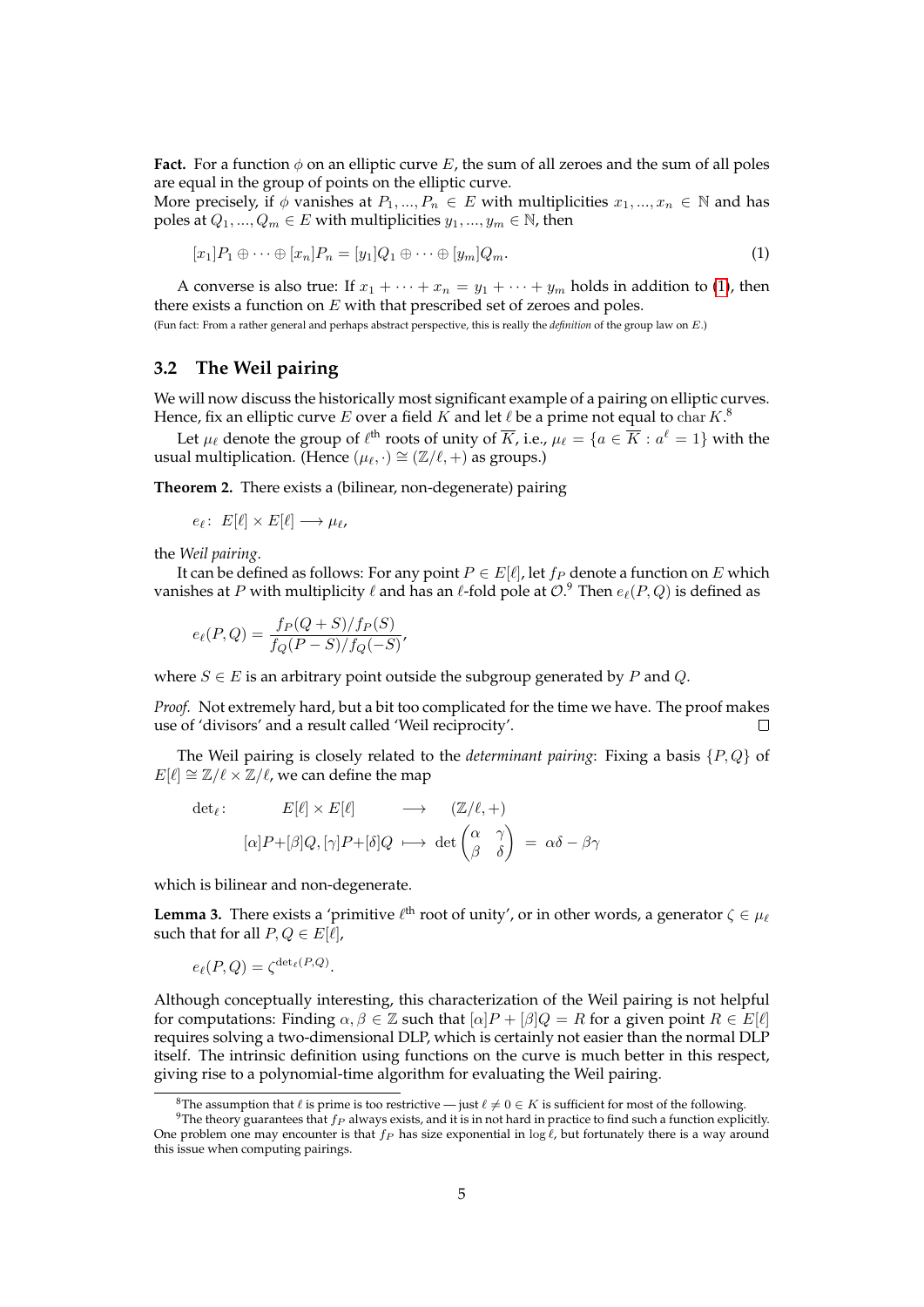**Fact.** For a function $\phi$ on an elliptic curve $E$, the sum of all zeroes and the sum of all poles are equal in the group of points on the elliptic curve.
More precisely, if $\phi$ vanishes at $P_1, ..., P_n \in E$ with multiplicities $x_1, ..., x_n \in \mathbb{N}$ and has poles at $Q_1, ..., Q_m \in E$ with multiplicities $y_1, ..., y_m \in \mathbb{N}$, then

$$[x_1]P_1 \oplus \cdots \oplus [x_n]P_n = [y_1]Q_1 \oplus \cdots \oplus [y_m]Q_m. \tag{1}$$

A converse is also true: If $x_1 + \cdots + x_n = y_1 + \cdots + y_m$ holds in addition to (1), then there exists a function on $E$ with that prescribed set of zeroes and poles.
(Fun fact: From a rather general and perhaps abstract perspective, this is really the *definition* of the group law on $E$.)

### 3.2 The Weil pairing

We will now discuss the historically most significant example of a pairing on elliptic curves. Hence, fix an elliptic curve $E$ over a field $K$ and let $\ell$ be a prime not equal to char $K$.[8]

Let $\mu_\ell$ denote the group of $\ell^{\text{th}}$ roots of unity of $\overline{K}$, i.e., $\mu_\ell = \{a \in \overline{K} : a^\ell = 1\}$ with the usual multiplication. (Hence $(\mu_\ell, \cdot) \cong (\mathbb{Z}/\ell, +)$ as groups.)

**Theorem 2.** There exists a (bilinear, non-degenerate) pairing

$$e_\ell \colon \; E[\ell] \times E[\ell] \longrightarrow \mu_\ell,$$

the *Weil pairing*.

It can be defined as follows: For any point $P \in E[\ell]$, let $f_P$ denote a function on $E$ which vanishes at $P$ with multiplicity $\ell$ and has an $\ell$-fold pole at $\mathcal{O}$.[9] Then $e_\ell(P, Q)$ is defined as

$$e_\ell(P, Q) = \frac{f_P(Q + S)/f_P(S)}{f_Q(P - S)/f_Q(-S)},$$

where $S \in E$ is an arbitrary point outside the subgroup generated by $P$ and $Q$.

*Proof.* Not extremely hard, but a bit too complicated for the time we have. The proof makes use of 'divisors' and a result called 'Weil reciprocity'. □

The Weil pairing is closely related to the *determinant pairing*: Fixing a basis $\{P, Q\}$ of $E[\ell] \cong \mathbb{Z}/\ell \times \mathbb{Z}/\ell$, we can define the map

$$\begin{aligned} \det_\ell \colon \qquad E[\ell] \times E[\ell] \qquad &\longrightarrow \qquad (\mathbb{Z}/\ell, +) \\ [\alpha]P + [\beta]Q, [\gamma]P + [\delta]Q \;&\longmapsto\; \det \begin{pmatrix} \alpha & \gamma \\ \beta & \delta \end{pmatrix} \;=\; \alpha\delta - \beta\gamma \end{aligned}$$

which is bilinear and non-degenerate.

**Lemma 3.** There exists a 'primitive $\ell^{\text{th}}$ root of unity', or in other words, a generator $\zeta \in \mu_\ell$ such that for all $P, Q \in E[\ell]$,

$$e_\ell(P, Q) = \zeta^{\det_\ell(P, Q)}.$$

Although conceptually interesting, this characterization of the Weil pairing is not helpful for computations: Finding $\alpha, \beta \in \mathbb{Z}$ such that $[\alpha]P + [\beta]Q = R$ for a given point $R \in E[\ell]$ requires solving a two-dimensional DLP, which is certainly not easier than the normal DLP itself. The intrinsic definition using functions on the curve is much better in this respect, giving rise to a polynomial-time algorithm for evaluating the Weil pairing.

---

[8] The assumption that $\ell$ is prime is too restrictive — just $\ell \neq 0 \in K$ is sufficient for most of the following.

[9] The theory guarantees that $f_P$ always exists, and it is in not hard in practice to find such a function explicitly. One problem one may encounter is that $f_P$ has size exponential in $\log \ell$, but fortunately there is a way around this issue when computing pairings.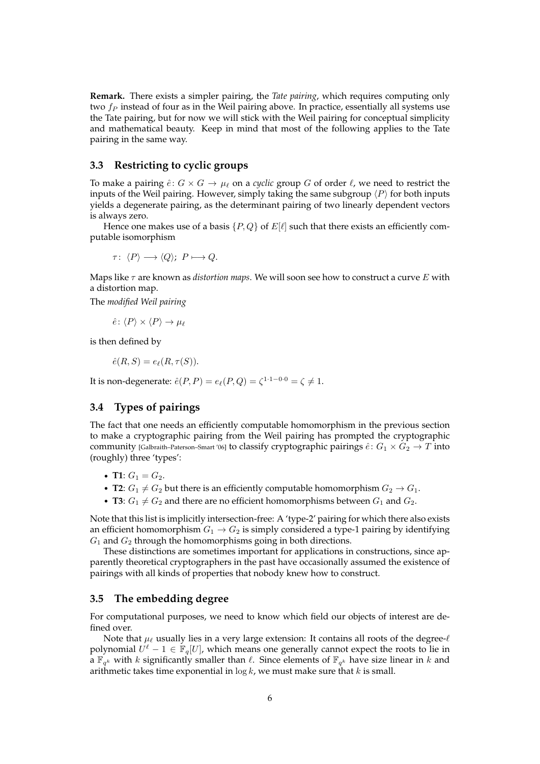**Remark.** There exists a simpler pairing, the *Tate pairing*, which requires computing only two $f_P$ instead of four as in the Weil pairing above. In practice, essentially all systems use the Tate pairing, but for now we will stick with the Weil pairing for conceptual simplicity and mathematical beauty. Keep in mind that most of the following applies to the Tate pairing in the same way.

## 3.3 Restricting to cyclic groups

To make a pairing $\hat{e}\colon G \times G \to \mu_\ell$ on a *cyclic* group $G$ of order $\ell$, we need to restrict the inputs of the Weil pairing. However, simply taking the same subgroup $\langle P \rangle$ for both inputs yields a degenerate pairing, as the determinant pairing of two linearly dependent vectors is always zero.

Hence one makes use of a basis $\{P, Q\}$ of $E[\ell]$ such that there exists an efficiently computable isomorphism

$$\tau\colon \langle P \rangle \longrightarrow \langle Q \rangle;\ P \longmapsto Q.$$

Maps like $\tau$ are known as *distortion maps*. We will soon see how to construct a curve $E$ with a distortion map.

The *modified Weil pairing*

$$\hat{e}\colon \langle P \rangle \times \langle P \rangle \to \mu_\ell$$

is then defined by

$$\hat{e}(R, S) = e_\ell(R, \tau(S)).$$

It is non-degenerate: $\hat{e}(P, P) = e_\ell(P, Q) = \zeta^{1\cdot 1 - 0\cdot 0} = \zeta \neq 1$.

## 3.4 Types of pairings

The fact that one needs an efficiently computable homomorphism in the previous section to make a cryptographic pairing from the Weil pairing has prompted the cryptographic community [Galbraith–Paterson–Smart '06] to classify cryptographic pairings $\hat{e}\colon G_1 \times G_2 \to T$ into (roughly) three 'types':

- **T1**: $G_1 = G_2$.
- **T2**: $G_1 \neq G_2$ but there is an efficiently computable homomorphism $G_2 \to G_1$.
- **T3**: $G_1 \neq G_2$ and there are no efficient homomorphisms between $G_1$ and $G_2$.

Note that this list is implicitly intersection-free: A 'type-2' pairing for which there also exists an efficient homomorphism $G_1 \to G_2$ is simply considered a type-1 pairing by identifying $G_1$ and $G_2$ through the homomorphisms going in both directions.

These distinctions are sometimes important for applications in constructions, since apparently theoretical cryptographers in the past have occasionally assumed the existence of pairings with all kinds of properties that nobody knew how to construct.

## 3.5 The embedding degree

For computational purposes, we need to know which field our objects of interest are defined over.

Note that $\mu_\ell$ usually lies in a very large extension: It contains all roots of the degree-$\ell$ polynomial $U^\ell - 1 \in \mathbb{F}_q[U]$, which means one generally cannot expect the roots to lie in a $\mathbb{F}_{q^k}$ with $k$ significantly smaller than $\ell$. Since elements of $\mathbb{F}_{q^k}$ have size linear in $k$ and arithmetic takes time exponential in $\log k$, we must make sure that $k$ is small.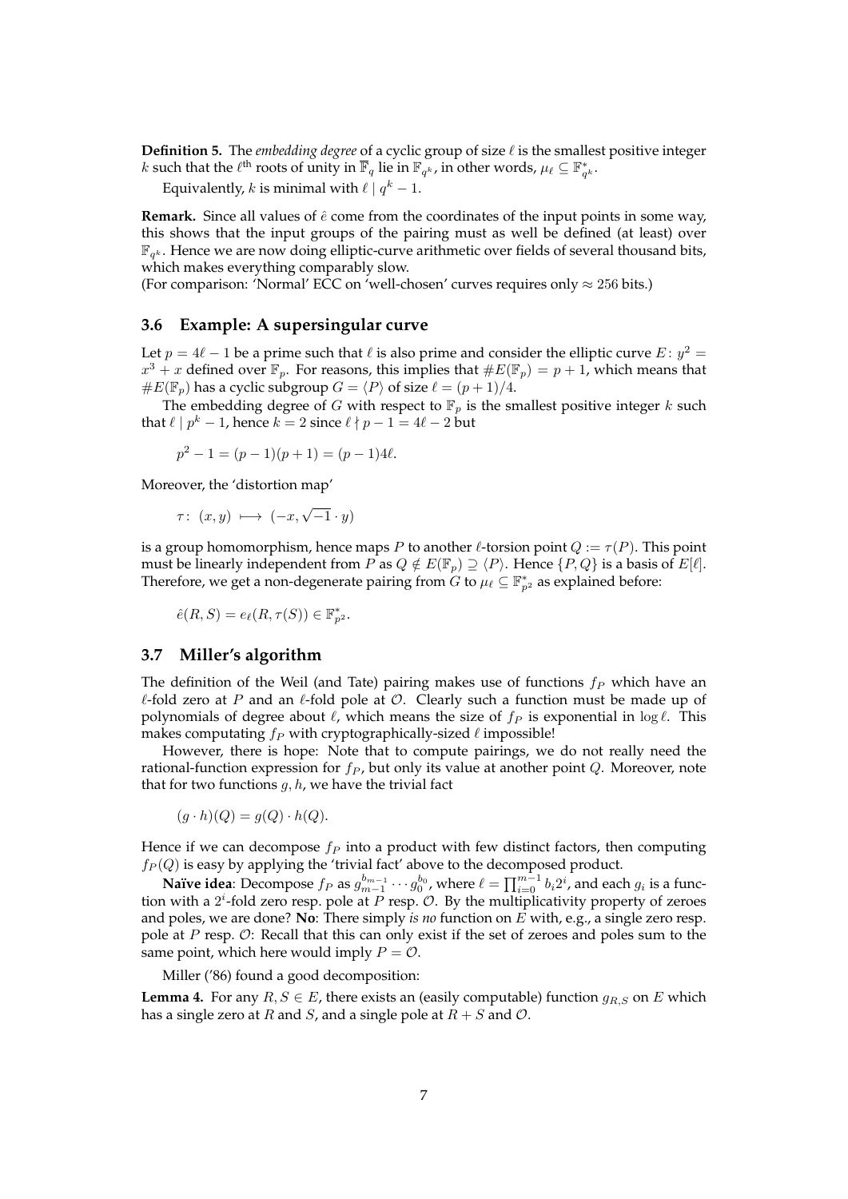**Definition 5.** The *embedding degree* of a cyclic group of size $\ell$ is the smallest positive integer $k$ such that the $\ell^{\text{th}}$ roots of unity in $\overline{\mathbb{F}}_q$ lie in $\mathbb{F}_{q^k}$, in other words, $\mu_\ell \subseteq \mathbb{F}_{q^k}^*$.

Equivalently, $k$ is minimal with $\ell \mid q^k - 1$.

**Remark.** Since all values of $\hat{e}$ come from the coordinates of the input points in some way, this shows that the input groups of the pairing must as well be defined (at least) over $\mathbb{F}_{q^k}$. Hence we are now doing elliptic-curve arithmetic over fields of several thousand bits, which makes everything comparably slow.
(For comparison: 'Normal' ECC on 'well-chosen' curves requires only $\approx 256$ bits.)

### 3.6 Example: A supersingular curve

Let $p = 4\ell - 1$ be a prime such that $\ell$ is also prime and consider the elliptic curve $E\colon y^2 = x^3 + x$ defined over $\mathbb{F}_p$. For reasons, this implies that $\#E(\mathbb{F}_p) = p + 1$, which means that $\#E(\mathbb{F}_p)$ has a cyclic subgroup $G = \langle P \rangle$ of size $\ell = (p+1)/4$.

The embedding degree of $G$ with respect to $\mathbb{F}_p$ is the smallest positive integer $k$ such that $\ell \mid p^k - 1$, hence $k = 2$ since $\ell \nmid p - 1 = 4\ell - 2$ but

$$p^2 - 1 = (p-1)(p+1) = (p-1)4\ell.$$

Moreover, the 'distortion map'

$$\tau\colon\ (x, y) \longmapsto (-x, \sqrt{-1} \cdot y)$$

is a group homomorphism, hence maps $P$ to another $\ell$-torsion point $Q := \tau(P)$. This point must be linearly independent from $P$ as $Q \notin E(\mathbb{F}_p) \supseteq \langle P \rangle$. Hence $\{P, Q\}$ is a basis of $E[\ell]$. Therefore, we get a non-degenerate pairing from $G$ to $\mu_\ell \subseteq \mathbb{F}_{p^2}^*$ as explained before:

$$\hat{e}(R, S) = e_\ell(R, \tau(S)) \in \mathbb{F}_{p^2}^*.$$

### 3.7 Miller's algorithm

The definition of the Weil (and Tate) pairing makes use of functions $f_P$ which have an $\ell$-fold zero at $P$ and an $\ell$-fold pole at $\mathcal{O}$. Clearly such a function must be made up of polynomials of degree about $\ell$, which means the size of $f_P$ is exponential in $\log \ell$. This makes computating $f_P$ with cryptographically-sized $\ell$ impossible!

However, there is hope: Note that to compute pairings, we do not really need the rational-function expression for $f_P$, but only its value at another point $Q$. Moreover, note that for two functions $g, h$, we have the trivial fact

$$(g \cdot h)(Q) = g(Q) \cdot h(Q).$$

Hence if we can decompose $f_P$ into a product with few distinct factors, then computing $f_P(Q)$ is easy by applying the 'trivial fact' above to the decomposed product.

**Naïve idea**: Decompose $f_P$ as $g_{m-1}^{b_{m-1}} \cdots g_0^{b_0}$, where $\ell = \prod_{i=0}^{m-1} b_i 2^i$, and each $g_i$ is a function with a $2^i$-fold zero resp. pole at $P$ resp. $\mathcal{O}$. By the multiplicativity property of zeroes and poles, we are done? **No**: There simply *is no* function on $E$ with, e.g., a single zero resp. pole at $P$ resp. $\mathcal{O}$: Recall that this can only exist if the set of zeroes and poles sum to the same point, which here would imply $P = \mathcal{O}$.

Miller ('86) found a good decomposition:

**Lemma 4.** For any $R, S \in E$, there exists an (easily computable) function $g_{R,S}$ on $E$ which has a single zero at $R$ and $S$, and a single pole at $R + S$ and $\mathcal{O}$.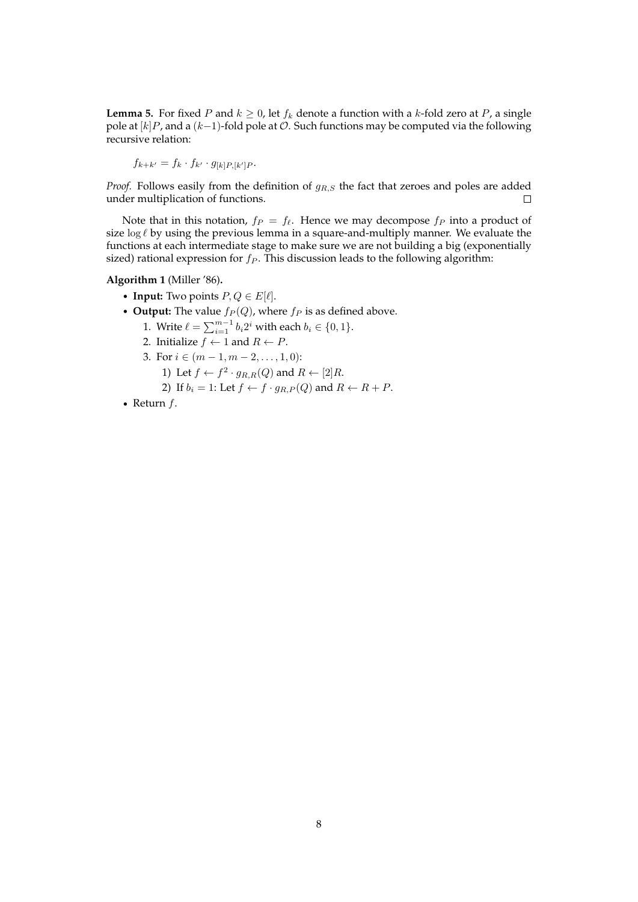**Lemma 5.** For fixed $P$ and $k \geq 0$, let $f_k$ denote a function with a $k$-fold zero at $P$, a single pole at $[k]P$, and a $(k-1)$-fold pole at $\mathcal{O}$. Such functions may be computed via the following recursive relation:

$$f_{k+k'} = f_k \cdot f_{k'} \cdot g_{[k]P,[k']P}.$$

*Proof.* Follows easily from the definition of $g_{R,S}$ the fact that zeroes and poles are added under multiplication of functions. □

Note that in this notation, $f_P = f_\ell$. Hence we may decompose $f_P$ into a product of size $\log \ell$ by using the previous lemma in a square-and-multiply manner. We evaluate the functions at each intermediate stage to make sure we are not building a big (exponentially sized) rational expression for $f_P$. This discussion leads to the following algorithm:

**Algorithm 1** (Miller '86)**.**

- **Input:** Two points $P, Q \in E[\ell]$.
- **Output:** The value $f_P(Q)$, where $f_P$ is as defined above.
  1. Write $\ell = \sum_{i=1}^{m-1} b_i 2^i$ with each $b_i \in \{0, 1\}$.
  2. Initialize $f \leftarrow 1$ and $R \leftarrow P$.
  3. For $i \in (m-1, m-2, \ldots, 1, 0)$:
     1) Let $f \leftarrow f^2 \cdot g_{R,R}(Q)$ and $R \leftarrow [2]R$.
     2) If $b_i = 1$: Let $f \leftarrow f \cdot g_{R,P}(Q)$ and $R \leftarrow R + P$.
- Return $f$.